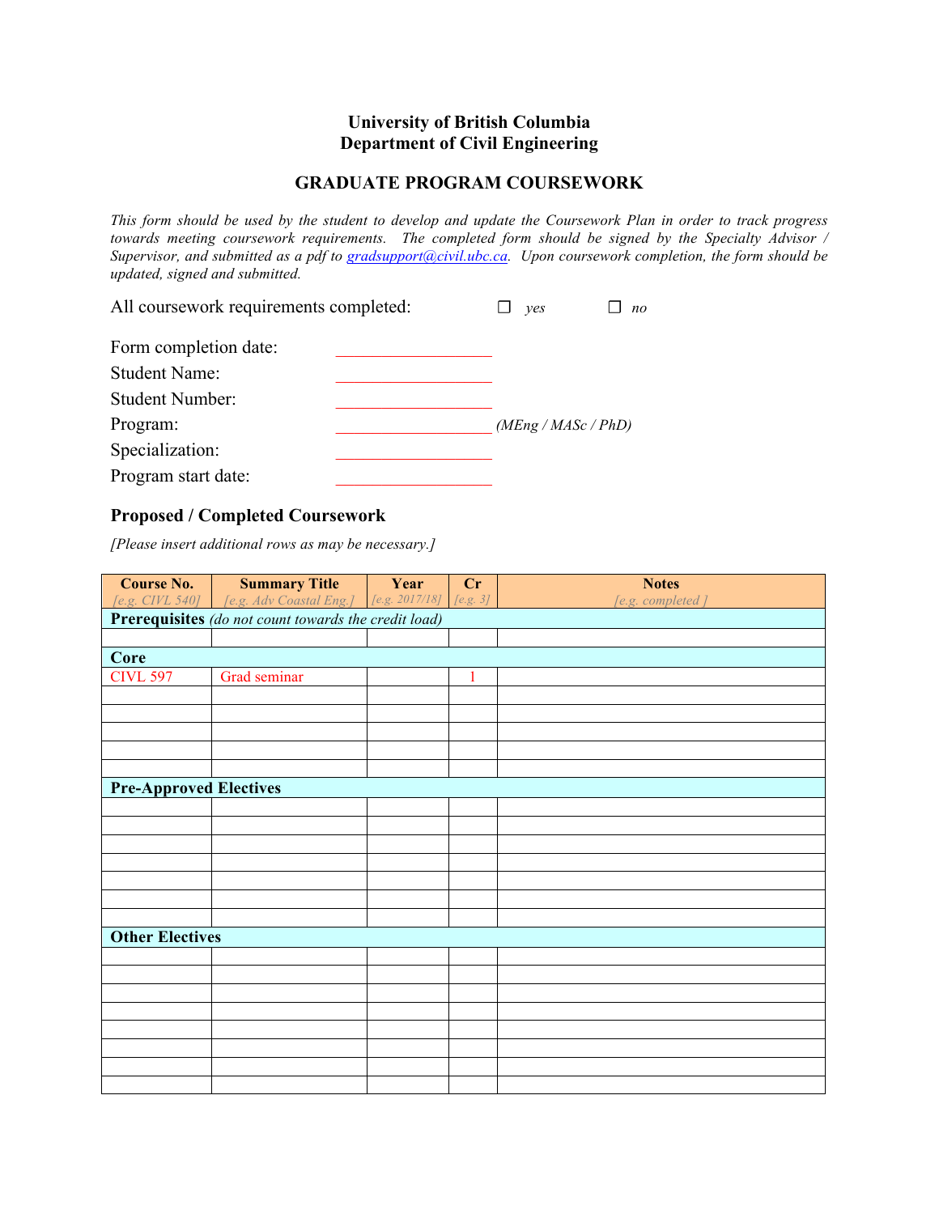**University of British Columbia**
**Department of Civil Engineering**

# GRADUATE PROGRAM COURSEWORK

*This form should be used by the student to develop and update the Coursework Plan in order to track progress towards meeting coursework requirements. The completed form should be signed by the Specialty Advisor / Supervisor, and submitted as a pdf to gradsupport@civil.ubc.ca. Upon coursework completion, the form should be updated, signed and submitted.*

All coursework requirements completed: ☐ *yes* ☐ *no*

Form completion date: ___________________

Student Name: ___________________

Student Number: ___________________

Program: ___________________ *(MEng / MASc / PhD)*

Specialization: ___________________

Program start date: ___________________

## Proposed / Completed Coursework

*[Please insert additional rows as may be necessary.]*

| Course No. *[e.g. CIVL 540]* | Summary Title *[e.g. Adv Coastal Eng.]* | Year *[e.g. 2017/18]* | Cr *[e.g. 3]* | Notes *[e.g. completed ]* |
|---|---|---|---|---|
| **Prerequisites** *(do not count towards the credit load)* | | | | |
| | | | | |
| **Core** | | | | |
| CIVL 597 | Grad seminar | | 1 | |
| | | | | |
| | | | | |
| | | | | |
| | | | | |
| | | | | |
| **Pre-Approved Electives** | | | | |
| | | | | |
| | | | | |
| | | | | |
| | | | | |
| | | | | |
| | | | | |
| | | | | |
| **Other Electives** | | | | |
| | | | | |
| | | | | |
| | | | | |
| | | | | |
| | | | | |
| | | | | |
| | | | | |
| | | | | |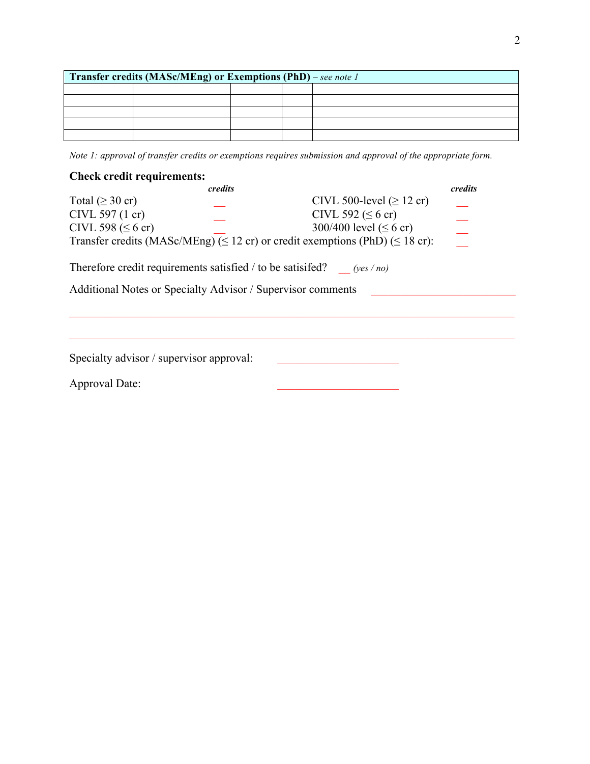| **Transfer credits (MASc/MEng) or Exemptions (PhD)** – *see note 1* | | | | |
|---|---|---|---|---|
| | | | | |
| | | | | |
| | | | | |
| | | | | |
| | | | | |

*Note 1: approval of transfer credits or exemptions requires submission and approval of the appropriate form.*

**Check credit requirements:**

| | *credits* | | *credits* |
|---|---|---|---|
| Total ($\geq$ 30 cr) | __ | CIVL 500-level ($\geq$ 12 cr) | __ |
| CIVL 597 (1 cr) | __ | CIVL 592 ($\leq$ 6 cr) | __ |
| CIVL 598 ($\leq$ 6 cr) | __ | 300/400 level ($\leq$ 6 cr) | __ |

Transfer credits (MASc/MEng) ($\leq$ 12 cr) or credit exemptions (PhD) ($\leq$ 18 cr): __

Therefore credit requirements satisfied / to be satisifed? __ *(yes / no)*

Additional Notes or Specialty Advisor / Supervisor comments ____________________________

________________________________________________________________________________

________________________________________________________________________________

Specialty advisor / supervisor approval: ______________________

Approval Date: ______________________